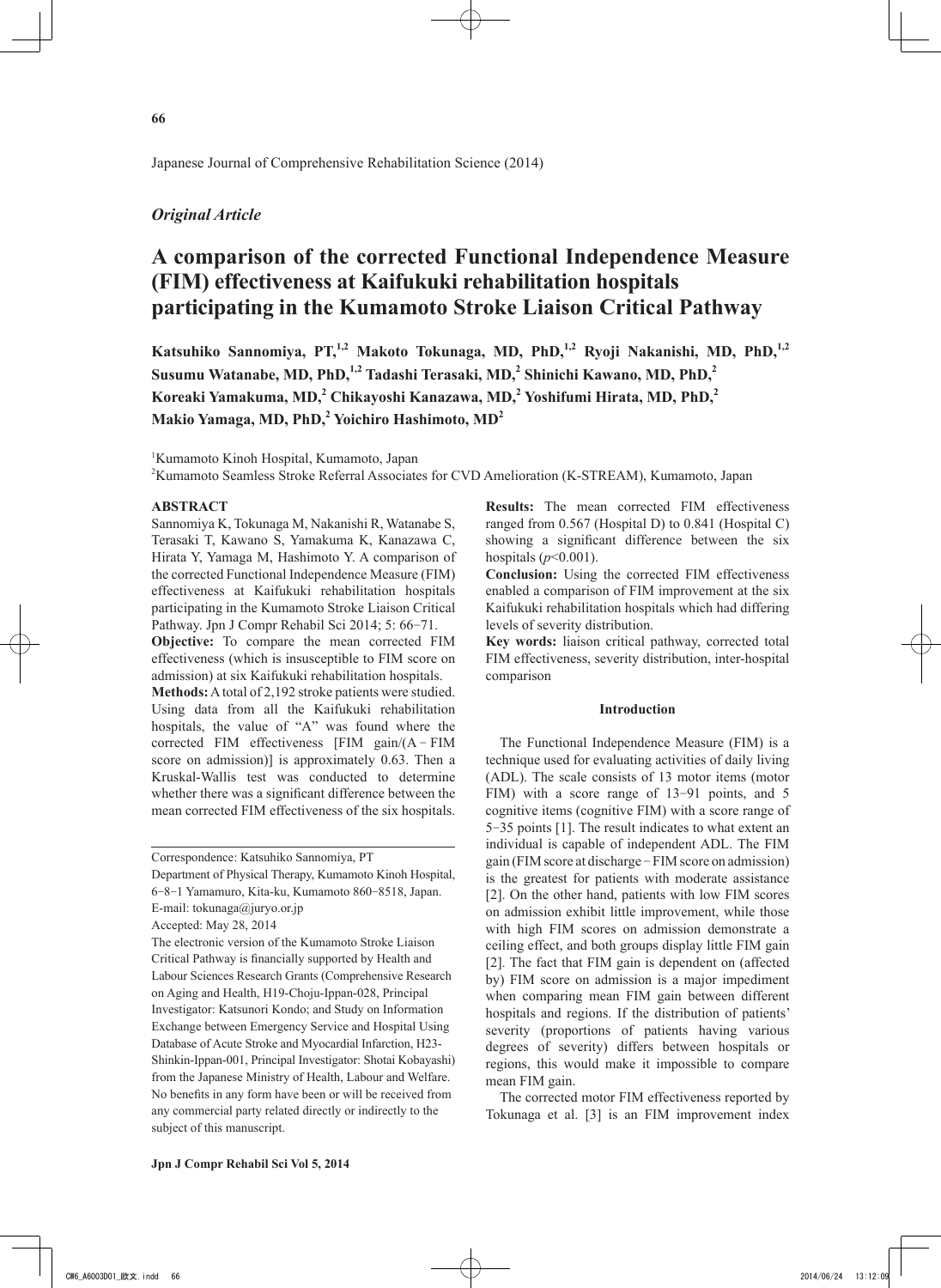Japanese Journal of Comprehensive Rehabilitation Science (2014)

*Original Article*

# A comparison of the corrected Functional Independence Measure (FIM) effectiveness at Kaifukuki rehabilitation hospitals participating in the Kumamoto Stroke Liaison Critical Pathway

**Katsuhiko Sannomiya, PT,[1,2] Makoto Tokunaga, MD, PhD,[1,2] Ryoji Nakanishi, MD, PhD,[1,2] Susumu Watanabe, MD, PhD,[1,2] Tadashi Terasaki, MD,[2] Shinichi Kawano, MD, PhD,[2] Koreaki Yamakuma, MD,[2] Chikayoshi Kanazawa, MD,[2] Yoshifumi Hirata, MD, PhD,[2] Makio Yamaga, MD, PhD,[2] Yoichiro Hashimoto, MD[2]**

[1]Kumamoto Kinoh Hospital, Kumamoto, Japan

[2]Kumamoto Seamless Stroke Referral Associates for CVD Amelioration (K-STREAM), Kumamoto, Japan

## ABSTRACT

Sannomiya K, Tokunaga M, Nakanishi R, Watanabe S, Terasaki T, Kawano S, Yamakuma K, Kanazawa C, Hirata Y, Yamaga M, Hashimoto Y. A comparison of the corrected Functional Independence Measure (FIM) effectiveness at Kaifukuki rehabilitation hospitals participating in the Kumamoto Stroke Liaison Critical Pathway. Jpn J Compr Rehabil Sci 2014; 5: 66−71.

**Objective:** To compare the mean corrected FIM effectiveness (which is insusceptible to FIM score on admission) at six Kaifukuki rehabilitation hospitals.

**Methods:** A total of 2,192 stroke patients were studied. Using data from all the Kaifukuki rehabilitation hospitals, the value of "A" was found where the corrected FIM effectiveness [FIM gain/(A − FIM score on admission)] is approximately 0.63. Then a Kruskal-Wallis test was conducted to determine whether there was a significant difference between the mean corrected FIM effectiveness of the six hospitals.

**Results:** The mean corrected FIM effectiveness ranged from 0.567 (Hospital D) to 0.841 (Hospital C) showing a significant difference between the six hospitals ($p<0.001$).

**Conclusion:** Using the corrected FIM effectiveness enabled a comparison of FIM improvement at the six Kaifukuki rehabilitation hospitals which had differing levels of severity distribution.

**Key words:** liaison critical pathway, corrected total FIM effectiveness, severity distribution, inter-hospital comparison

Correspondence: Katsuhiko Sannomiya, PT
Department of Physical Therapy, Kumamoto Kinoh Hospital, 6−8−1 Yamamuro, Kita-ku, Kumamoto 860−8518, Japan.
E-mail: tokunaga@juryo.or.jp

Accepted: May 28, 2014

The electronic version of the Kumamoto Stroke Liaison Critical Pathway is financially supported by Health and Labour Sciences Research Grants (Comprehensive Research on Aging and Health, H19-Choju-Ippan-028, Principal Investigator: Katsunori Kondo; and Study on Information Exchange between Emergency Service and Hospital Using Database of Acute Stroke and Myocardial Infarction, H23-Shinkin-Ippan-001, Principal Investigator: Shotai Kobayashi) from the Japanese Ministry of Health, Labour and Welfare. No benefits in any form have been or will be received from any commercial party related directly or indirectly to the subject of this manuscript.

## Introduction

The Functional Independence Measure (FIM) is a technique used for evaluating activities of daily living (ADL). The scale consists of 13 motor items (motor FIM) with a score range of 13−91 points, and 5 cognitive items (cognitive FIM) with a score range of 5−35 points [1]. The result indicates to what extent an individual is capable of independent ADL. The FIM gain (FIM score at discharge − FIM score on admission) is the greatest for patients with moderate assistance [2]. On the other hand, patients with low FIM scores on admission exhibit little improvement, while those with high FIM scores on admission demonstrate a ceiling effect, and both groups display little FIM gain [2]. The fact that FIM gain is dependent on (affected by) FIM score on admission is a major impediment when comparing mean FIM gain between different hospitals and regions. If the distribution of patients' severity (proportions of patients having various degrees of severity) differs between hospitals or regions, this would make it impossible to compare mean FIM gain.

The corrected motor FIM effectiveness reported by Tokunaga et al. [3] is an FIM improvement index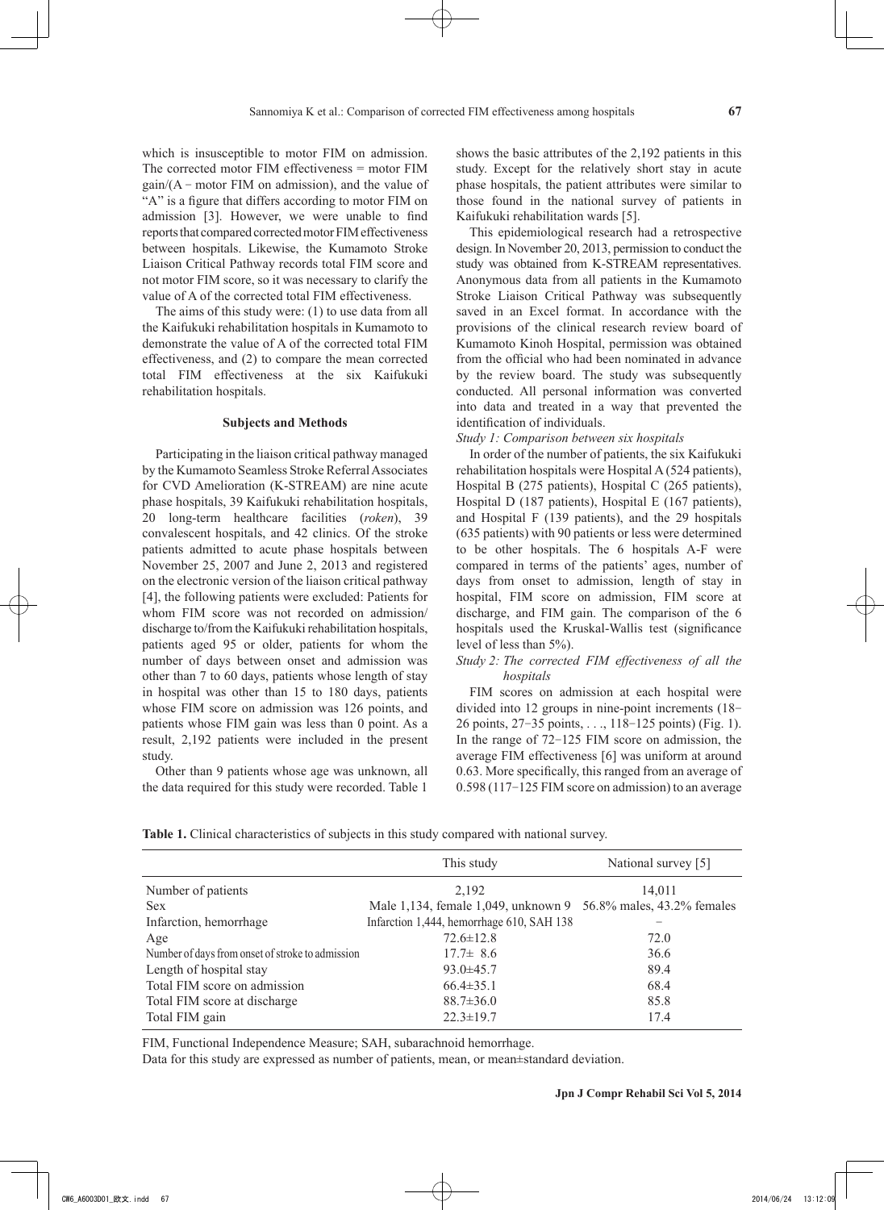which is insusceptible to motor FIM on admission. The corrected motor FIM effectiveness = motor FIM gain/(A − motor FIM on admission), and the value of "A" is a figure that differs according to motor FIM on admission [3]. However, we were unable to find reports that compared corrected motor FIM effectiveness between hospitals. Likewise, the Kumamoto Stroke Liaison Critical Pathway records total FIM score and not motor FIM score, so it was necessary to clarify the value of A of the corrected total FIM effectiveness.

The aims of this study were: (1) to use data from all the Kaifukuki rehabilitation hospitals in Kumamoto to demonstrate the value of A of the corrected total FIM effectiveness, and (2) to compare the mean corrected total FIM effectiveness at the six Kaifukuki rehabilitation hospitals.

## Subjects and Methods

Participating in the liaison critical pathway managed by the Kumamoto Seamless Stroke Referral Associates for CVD Amelioration (K-STREAM) are nine acute phase hospitals, 39 Kaifukuki rehabilitation hospitals, 20 long-term healthcare facilities (*roken*), 39 convalescent hospitals, and 42 clinics. Of the stroke patients admitted to acute phase hospitals between November 25, 2007 and June 2, 2013 and registered on the electronic version of the liaison critical pathway [4], the following patients were excluded: Patients for whom FIM score was not recorded on admission/discharge to/from the Kaifukuki rehabilitation hospitals, patients aged 95 or older, patients for whom the number of days between onset and admission was other than 7 to 60 days, patients whose length of stay in hospital was other than 15 to 180 days, patients whose FIM score on admission was 126 points, and patients whose FIM gain was less than 0 point. As a result, 2,192 patients were included in the present study.

Other than 9 patients whose age was unknown, all the data required for this study were recorded. Table 1 shows the basic attributes of the 2,192 patients in this study. Except for the relatively short stay in acute phase hospitals, the patient attributes were similar to those found in the national survey of patients in Kaifukuki rehabilitation wards [5].

This epidemiological research had a retrospective design. In November 20, 2013, permission to conduct the study was obtained from K-STREAM representatives. Anonymous data from all patients in the Kumamoto Stroke Liaison Critical Pathway was subsequently saved in an Excel format. In accordance with the provisions of the clinical research review board of Kumamoto Kinoh Hospital, permission was obtained from the official who had been nominated in advance by the review board. The study was subsequently conducted. All personal information was converted into data and treated in a way that prevented the identification of individuals.

*Study 1: Comparison between six hospitals*

In order of the number of patients, the six Kaifukuki rehabilitation hospitals were Hospital A (524 patients), Hospital B (275 patients), Hospital C (265 patients), Hospital D (187 patients), Hospital E (167 patients), and Hospital F (139 patients), and the 29 hospitals (635 patients) with 90 patients or less were determined to be other hospitals. The 6 hospitals A-F were compared in terms of the patients' ages, number of days from onset to admission, length of stay in hospital, FIM score on admission, FIM score at discharge, and FIM gain. The comparison of the 6 hospitals used the Kruskal-Wallis test (significance level of less than 5%).

*Study 2: The corrected FIM effectiveness of all the hospitals*

FIM scores on admission at each hospital were divided into 12 groups in nine-point increments (18−26 points, 27−35 points, . . ., 118−125 points) (Fig. 1). In the range of 72−125 FIM score on admission, the average FIM effectiveness [6] was uniform at around 0.63. More specifically, this ranged from an average of 0.598 (117−125 FIM score on admission) to an average

**Table 1.** Clinical characteristics of subjects in this study compared with national survey.

| | This study | National survey [5] |
|---|---|---|
| Number of patients | 2,192 | 14,011 |
| Sex | Male 1,134, female 1,049, unknown 9 | 56.8% males, 43.2% females |
| Infarction, hemorrhage | Infarction 1,444, hemorrhage 610, SAH 138 | − |
| Age | 72.6±12.8 | 72.0 |
| Number of days from onset of stroke to admission | 17.7± 8.6 | 36.6 |
| Length of hospital stay | 93.0±45.7 | 89.4 |
| Total FIM score on admission | 66.4±35.1 | 68.4 |
| Total FIM score at discharge | 88.7±36.0 | 85.8 |
| Total FIM gain | 22.3±19.7 | 17.4 |

FIM, Functional Independence Measure; SAH, subarachnoid hemorrhage.
Data for this study are expressed as number of patients, mean, or mean±standard deviation.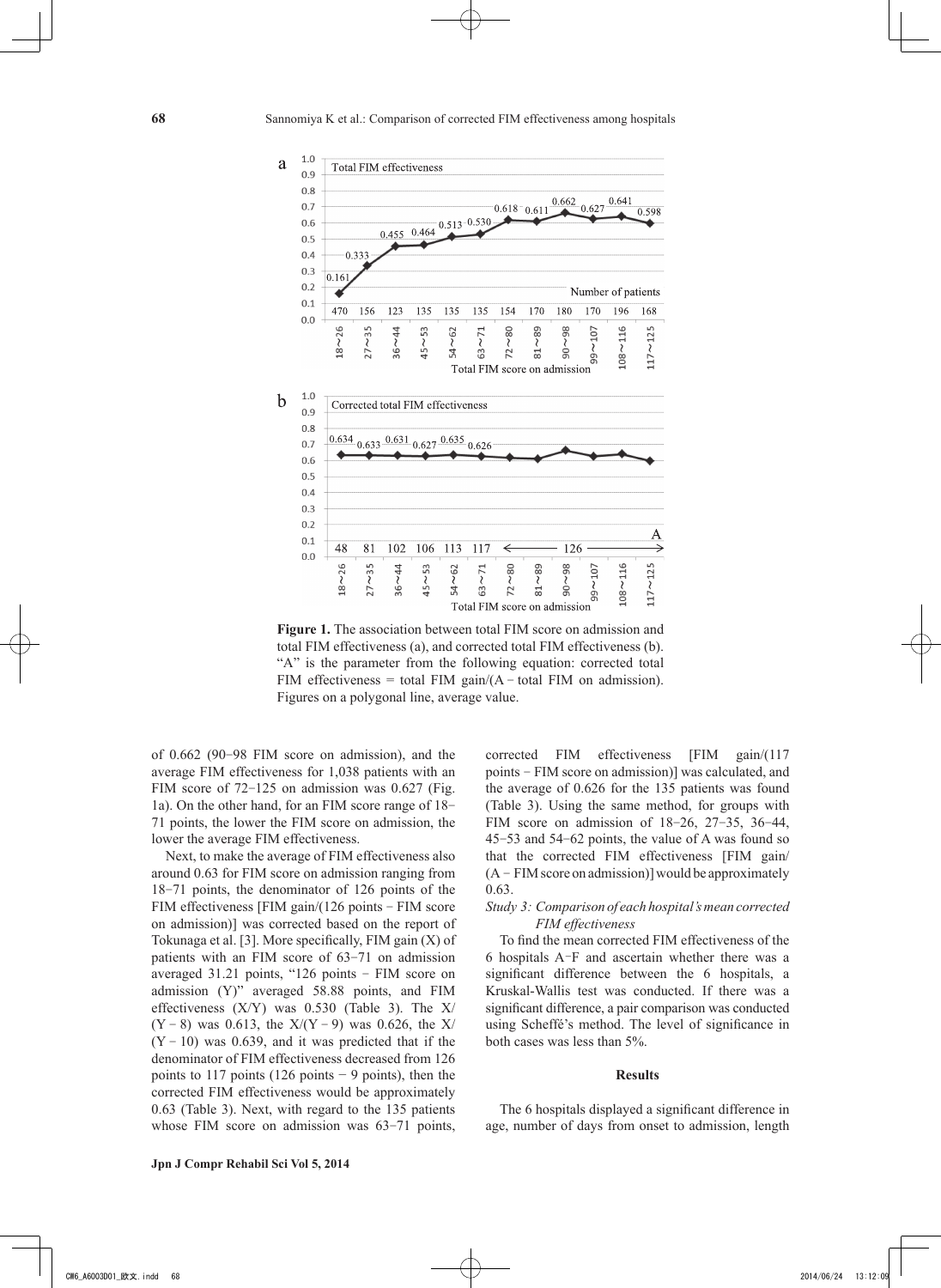**Figure 1.** The association between total FIM score on admission and total FIM effectiveness (a), and corrected total FIM effectiveness (b). "A" is the parameter from the following equation: corrected total FIM effectiveness = total FIM gain/(A − total FIM on admission). Figures on a polygonal line, average value.

of 0.662 (90–98 FIM score on admission), and the average FIM effectiveness for 1,038 patients with an FIM score of 72–125 on admission was 0.627 (Fig. 1a). On the other hand, for an FIM score range of 18–71 points, the lower the FIM score on admission, the lower the average FIM effectiveness.

Next, to make the average of FIM effectiveness also around 0.63 for FIM score on admission ranging from 18–71 points, the denominator of 126 points of the FIM effectiveness [FIM gain/(126 points − FIM score on admission)] was corrected based on the report of Tokunaga et al. [3]. More specifically, FIM gain (X) of patients with an FIM score of 63–71 on admission averaged 31.21 points, "126 points − FIM score on admission (Y)" averaged 58.88 points, and FIM effectiveness (X/Y) was 0.530 (Table 3). The X/(Y − 8) was 0.613, the X/(Y − 9) was 0.626, the X/(Y − 10) was 0.639, and it was predicted that if the denominator of FIM effectiveness decreased from 126 points to 117 points (126 points − 9 points), then the corrected FIM effectiveness would be approximately 0.63 (Table 3). Next, with regard to the 135 patients whose FIM score on admission was 63–71 points, corrected FIM effectiveness [FIM gain/(117 points − FIM score on admission)] was calculated, and the average of 0.626 for the 135 patients was found (Table 3). Using the same method, for groups with FIM score on admission of 18–26, 27–35, 36–44, 45–53 and 54–62 points, the value of A was found so that the corrected FIM effectiveness [FIM gain/(A − FIM score on admission)] would be approximately 0.63.

*Study 3: Comparison of each hospital's mean corrected FIM effectiveness*

To find the mean corrected FIM effectiveness of the 6 hospitals A–F and ascertain whether there was a significant difference between the 6 hospitals, a Kruskal-Wallis test was conducted. If there was a significant difference, a pair comparison was conducted using Scheffé's method. The level of significance in both cases was less than 5%.

## Results

The 6 hospitals displayed a significant difference in age, number of days from onset to admission, length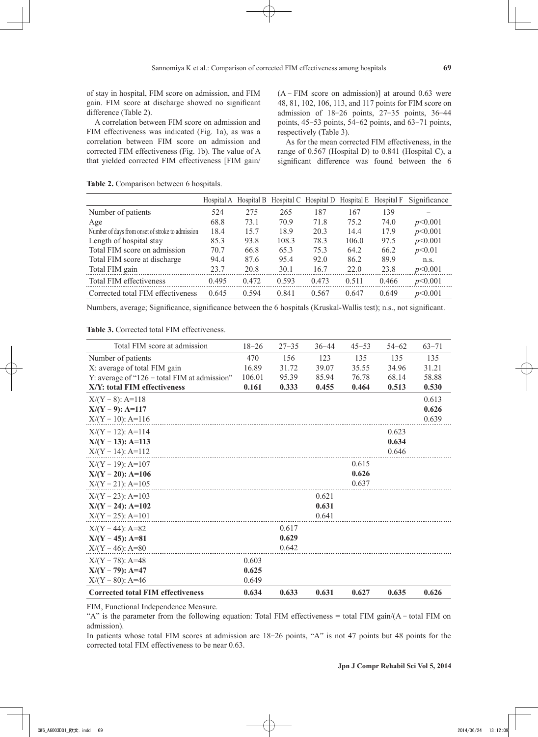of stay in hospital, FIM score on admission, and FIM gain. FIM score at discharge showed no significant difference (Table 2).

A correlation between FIM score on admission and FIM effectiveness was indicated (Fig. 1a), as was a correlation between FIM score on admission and corrected FIM effectiveness (Fig. 1b). The value of A that yielded corrected FIM effectiveness [FIM gain/(A − FIM score on admission)] at around 0.63 were 48, 81, 102, 106, 113, and 117 points for FIM score on admission of 18−26 points, 27−35 points, 36−44 points, 45−53 points, 54−62 points, and 63−71 points, respectively (Table 3).

As for the mean corrected FIM effectiveness, in the range of 0.567 (Hospital D) to 0.841 (Hospital C), a significant difference was found between the 6

**Table 2.** Comparison between 6 hospitals.

| | Hospital A | Hospital B | Hospital C | Hospital D | Hospital E | Hospital F | Significance |
|---|---|---|---|---|---|---|---|
| Number of patients | 524 | 275 | 265 | 187 | 167 | 139 | – |
| Age | 68.8 | 73.1 | 70.9 | 71.8 | 75.2 | 74.0 | $p<0.001$ |
| Number of days from onset of stroke to admission | 18.4 | 15.7 | 18.9 | 20.3 | 14.4 | 17.9 | $p<0.001$ |
| Length of hospital stay | 85.3 | 93.8 | 108.3 | 78.3 | 106.0 | 97.5 | $p<0.001$ |
| Total FIM score on admission | 70.7 | 66.8 | 65.3 | 75.3 | 64.2 | 66.2 | $p<0.01$ |
| Total FIM score at discharge | 94.4 | 87.6 | 95.4 | 92.0 | 86.2 | 89.9 | n.s. |
| Total FIM gain | 23.7 | 20.8 | 30.1 | 16.7 | 22.0 | 23.8 | $p<0.001$ |
| Total FIM effectiveness | 0.495 | 0.472 | 0.593 | 0.473 | 0.511 | 0.466 | $p<0.001$ |
| Corrected total FIM effectiveness | 0.645 | 0.594 | 0.841 | 0.567 | 0.647 | 0.649 | $p<0.001$ |

Numbers, average; Significance, significance between the 6 hospitals (Kruskal-Wallis test); n.s., not significant.

**Table 3.** Corrected total FIM effectiveness.

| Total FIM score at admission | 18−26 | 27−35 | 36−44 | 45−53 | 54−62 | 63−71 |
|---|---|---|---|---|---|---|
| Number of patients | 470 | 156 | 123 | 135 | 135 | 135 |
| X: average of total FIM gain | 16.89 | 31.72 | 39.07 | 35.55 | 34.96 | 31.21 |
| Y: average of "126 − total FIM at admission" | 106.01 | 95.39 | 85.94 | 76.78 | 68.14 | 58.88 |
| **X/Y: total FIM effectiveness** | **0.161** | **0.333** | **0.455** | **0.464** | **0.513** | **0.530** |
| X/(Y − 8): A=118 | | | | | | 0.613 |
| **X/(Y − 9): A=117** | | | | | | **0.626** |
| X/(Y − 10): A=116 | | | | | | 0.639 |
| X/(Y − 12): A=114 | | | | | 0.623 | |
| **X/(Y − 13): A=113** | | | | | **0.634** | |
| X/(Y − 14): A=112 | | | | | 0.646 | |
| X/(Y − 19): A=107 | | | | 0.615 | | |
| **X/(Y − 20): A=106** | | | | **0.626** | | |
| X/(Y − 21): A=105 | | | | 0.637 | | |
| X/(Y − 23): A=103 | | | 0.621 | | | |
| **X/(Y − 24): A=102** | | | **0.631** | | | |
| X/(Y − 25): A=101 | | | 0.641 | | | |
| X/(Y − 44): A=82 | | 0.617 | | | | |
| **X/(Y − 45): A=81** | | **0.629** | | | | |
| X/(Y − 46): A=80 | | 0.642 | | | | |
| X/(Y − 78): A=48 | 0.603 | | | | | |
| **X/(Y − 79): A=47** | **0.625** | | | | | |
| X/(Y − 80): A=46 | 0.649 | | | | | |
| **Corrected total FIM effectiveness** | **0.634** | **0.633** | **0.631** | **0.627** | **0.635** | **0.626** |

FIM, Functional Independence Measure.

"A" is the parameter from the following equation: Total FIM effectiveness = total FIM gain/(A − total FIM on admission).

In patients whose total FIM scores at admission are 18−26 points, "A" is not 47 points but 48 points for the corrected total FIM effectiveness to be near 0.63.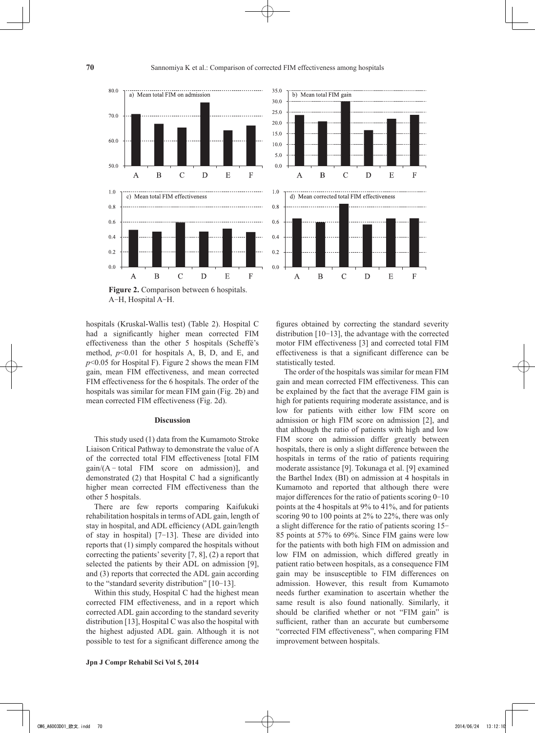**Figure 2.** Comparison between 6 hospitals.
A−H, Hospital A−H.

hospitals (Kruskal-Wallis test) (Table 2). Hospital C had a significantly higher mean corrected FIM effectiveness than the other 5 hospitals (Scheffé's method, $p<0.01$ for hospitals A, B, D, and E, and $p<0.05$ for Hospital F). Figure 2 shows the mean FIM gain, mean FIM effectiveness, and mean corrected FIM effectiveness for the 6 hospitals. The order of the hospitals was similar for mean FIM gain (Fig. 2b) and mean corrected FIM effectiveness (Fig. 2d).

## Discussion

This study used (1) data from the Kumamoto Stroke Liaison Critical Pathway to demonstrate the value of A of the corrected total FIM effectiveness [total FIM gain/(A − total FIM score on admission)], and demonstrated (2) that Hospital C had a significantly higher mean corrected FIM effectiveness than the other 5 hospitals.

There are few reports comparing Kaifukuki rehabilitation hospitals in terms of ADL gain, length of stay in hospital, and ADL efficiency (ADL gain/length of stay in hospital) [7−13]. These are divided into reports that (1) simply compared the hospitals without correcting the patients' severity [7, 8], (2) a report that selected the patients by their ADL on admission [9], and (3) reports that corrected the ADL gain according to the "standard severity distribution" [10−13].

Within this study, Hospital C had the highest mean corrected FIM effectiveness, and in a report which corrected ADL gain according to the standard severity distribution [13], Hospital C was also the hospital with the highest adjusted ADL gain. Although it is not possible to test for a significant difference among the figures obtained by correcting the standard severity distribution [10−13], the advantage with the corrected motor FIM effectiveness [3] and corrected total FIM effectiveness is that a significant difference can be statistically tested.

The order of the hospitals was similar for mean FIM gain and mean corrected FIM effectiveness. This can be explained by the fact that the average FIM gain is high for patients requiring moderate assistance, and is low for patients with either low FIM score on admission or high FIM score on admission [2], and that although the ratio of patients with high and low FIM score on admission differ greatly between hospitals, there is only a slight difference between the hospitals in terms of the ratio of patients requiring moderate assistance [9]. Tokunaga et al. [9] examined the Barthel Index (BI) on admission at 4 hospitals in Kumamoto and reported that although there were major differences for the ratio of patients scoring 0−10 points at the 4 hospitals at 9% to 41%, and for patients scoring 90 to 100 points at 2% to 22%, there was only a slight difference for the ratio of patients scoring 15−85 points at 57% to 69%. Since FIM gains were low for the patients with both high FIM on admission and low FIM on admission, which differed greatly in patient ratio between hospitals, as a consequence FIM gain may be insusceptible to FIM differences on admission. However, this result from Kumamoto needs further examination to ascertain whether the same result is also found nationally. Similarly, it should be clarified whether or not "FIM gain" is sufficient, rather than an accurate but cumbersome "corrected FIM effectiveness", when comparing FIM improvement between hospitals.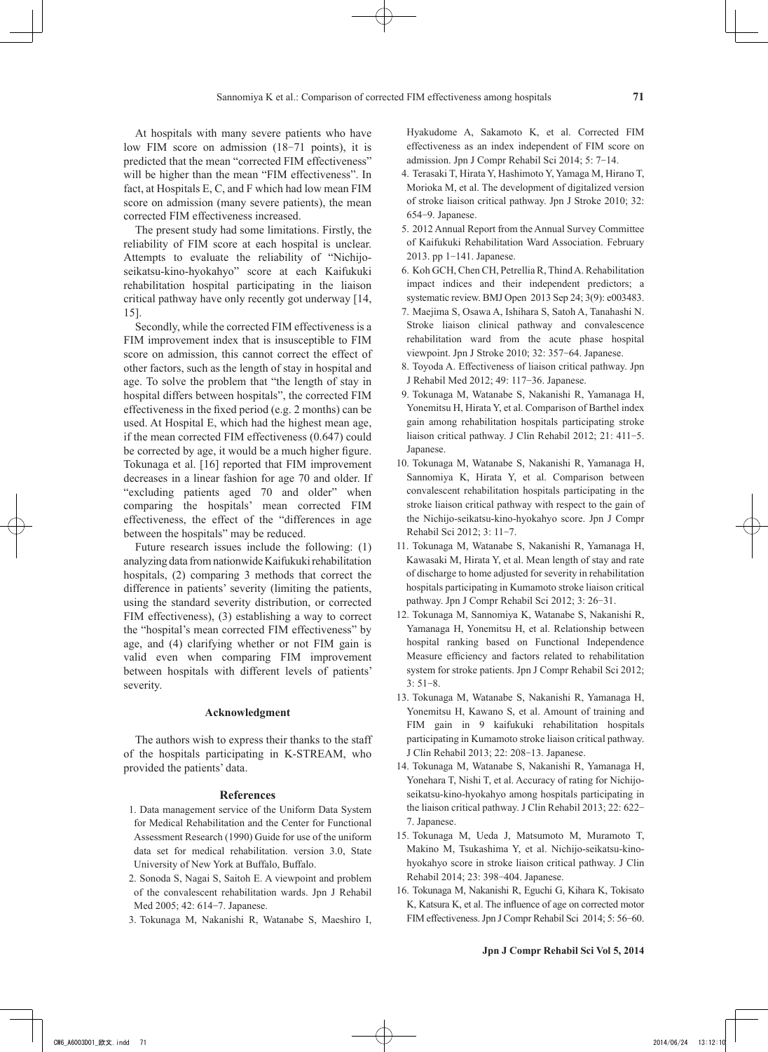At hospitals with many severe patients who have low FIM score on admission (18–71 points), it is predicted that the mean "corrected FIM effectiveness" will be higher than the mean "FIM effectiveness". In fact, at Hospitals E, C, and F which had low mean FIM score on admission (many severe patients), the mean corrected FIM effectiveness increased.

The present study had some limitations. Firstly, the reliability of FIM score at each hospital is unclear. Attempts to evaluate the reliability of "Nichijo-seikatsu-kino-hyokahyo" score at each Kaifukuki rehabilitation hospital participating in the liaison critical pathway have only recently got underway [14, 15].

Secondly, while the corrected FIM effectiveness is a FIM improvement index that is insusceptible to FIM score on admission, this cannot correct the effect of other factors, such as the length of stay in hospital and age. To solve the problem that "the length of stay in hospital differs between hospitals", the corrected FIM effectiveness in the fixed period (e.g. 2 months) can be used. At Hospital E, which had the highest mean age, if the mean corrected FIM effectiveness (0.647) could be corrected by age, it would be a much higher figure. Tokunaga et al. [16] reported that FIM improvement decreases in a linear fashion for age 70 and older. If "excluding patients aged 70 and older" when comparing the hospitals' mean corrected FIM effectiveness, the effect of the "differences in age between the hospitals" may be reduced.

Future research issues include the following: (1) analyzing data from nationwide Kaifukuki rehabilitation hospitals, (2) comparing 3 methods that correct the difference in patients' severity (limiting the patients, using the standard severity distribution, or corrected FIM effectiveness), (3) establishing a way to correct the "hospital's mean corrected FIM effectiveness" by age, and (4) clarifying whether or not FIM gain is valid even when comparing FIM improvement between hospitals with different levels of patients' severity.

## Acknowledgment

The authors wish to express their thanks to the staff of the hospitals participating in K-STREAM, who provided the patients' data.

## References

1. Data management service of the Uniform Data System for Medical Rehabilitation and the Center for Functional Assessment Research (1990) Guide for use of the uniform data set for medical rehabilitation. version 3.0, State University of New York at Buffalo, Buffalo.
2. Sonoda S, Nagai S, Saitoh E. A viewpoint and problem of the convalescent rehabilitation wards. Jpn J Rehabil Med 2005; 42: 614–7. Japanese.
3. Tokunaga M, Nakanishi R, Watanabe S, Maeshiro I, Hyakudome A, Sakamoto K, et al. Corrected FIM effectiveness as an index independent of FIM score on admission. Jpn J Compr Rehabil Sci 2014; 5: 7–14.
4. Terasaki T, Hirata Y, Hashimoto Y, Yamaga M, Hirano T, Morioka M, et al. The development of digitalized version of stroke liaison critical pathway. Jpn J Stroke 2010; 32: 654–9. Japanese.
5. 2012 Annual Report from the Annual Survey Committee of Kaifukuki Rehabilitation Ward Association. February 2013. pp 1–141. Japanese.
6. Koh GCH, Chen CH, Petrellia R, Thind A. Rehabilitation impact indices and their independent predictors; a systematic review. BMJ Open 2013 Sep 24; 3(9): e003483.
7. Maejima S, Osawa A, Ishihara S, Satoh A, Tanahashi N. Stroke liaison clinical pathway and convalescence rehabilitation ward from the acute phase hospital viewpoint. Jpn J Stroke 2010; 32: 357–64. Japanese.
8. Toyoda A. Effectiveness of liaison critical pathway. Jpn J Rehabil Med 2012; 49: 117–36. Japanese.
9. Tokunaga M, Watanabe S, Nakanishi R, Yamanaga H, Yonemitsu H, Hirata Y, et al. Comparison of Barthel index gain among rehabilitation hospitals participating stroke liaison critical pathway. J Clin Rehabil 2012; 21: 411–5. Japanese.
10. Tokunaga M, Watanabe S, Nakanishi R, Yamanaga H, Sannomiya K, Hirata Y, et al. Comparison between convalescent rehabilitation hospitals participating in the stroke liaison critical pathway with respect to the gain of the Nichijo-seikatsu-kino-hyokahyo score. Jpn J Compr Rehabil Sci 2012; 3: 11–7.
11. Tokunaga M, Watanabe S, Nakanishi R, Yamanaga H, Kawasaki M, Hirata Y, et al. Mean length of stay and rate of discharge to home adjusted for severity in rehabilitation hospitals participating in Kumamoto stroke liaison critical pathway. Jpn J Compr Rehabil Sci 2012; 3: 26–31.
12. Tokunaga M, Sannomiya K, Watanabe S, Nakanishi R, Yamanaga H, Yonemitsu H, et al. Relationship between hospital ranking based on Functional Independence Measure efficiency and factors related to rehabilitation system for stroke patients. Jpn J Compr Rehabil Sci 2012; 3: 51–8.
13. Tokunaga M, Watanabe S, Nakanishi R, Yamanaga H, Yonemitsu H, Kawano S, et al. Amount of training and FIM gain in 9 kaifukuki rehabilitation hospitals participating in Kumamoto stroke liaison critical pathway. J Clin Rehabil 2013; 22: 208–13. Japanese.
14. Tokunaga M, Watanabe S, Nakanishi R, Yamanaga H, Yonehara T, Nishi T, et al. Accuracy of rating for Nichijo-seikatsu-kino-hyokahyo among hospitals participating in the liaison critical pathway. J Clin Rehabil 2013; 22: 622–7. Japanese.
15. Tokunaga M, Ueda J, Matsumoto M, Muramoto T, Makino M, Tsukashima Y, et al. Nichijo-seikatsu-kino-hyokahyo score in stroke liaison critical pathway. J Clin Rehabil 2014; 23: 398–404. Japanese.
16. Tokunaga M, Nakanishi R, Eguchi G, Kihara K, Tokisato K, Katsura K, et al. The influence of age on corrected motor FIM effectiveness. Jpn J Compr Rehabil Sci 2014; 5: 56–60.